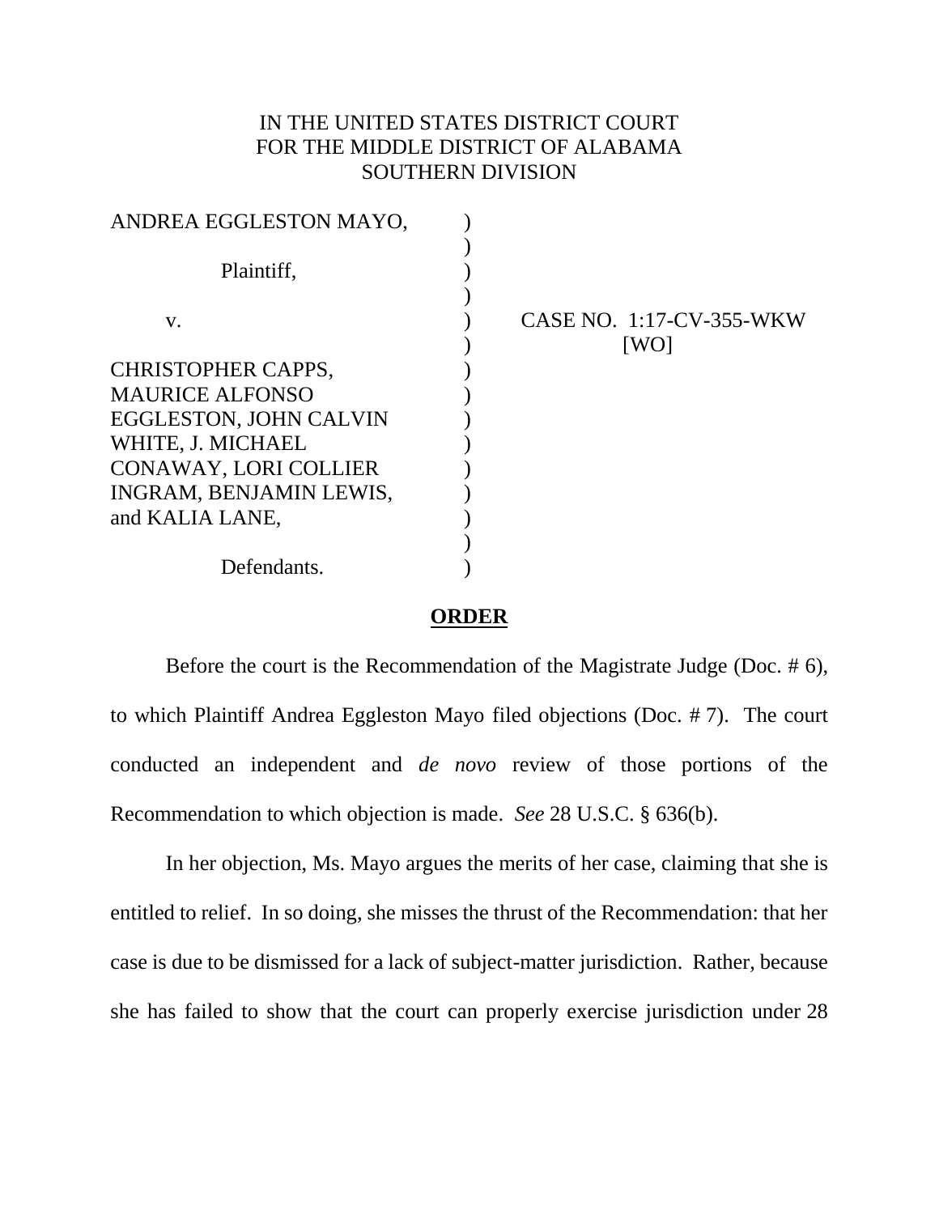IN THE UNITED STATES DISTRICT COURT
FOR THE MIDDLE DISTRICT OF ALABAMA
SOUTHERN DIVISION

| | | |
|---|---|---|
| ANDREA EGGLESTON MAYO, | ) | |
| Plaintiff, | ) | |
| v. | ) | CASE NO. 1:17-CV-355-WKW [WO] |
| CHRISTOPHER CAPPS, MAURICE ALFONSO EGGLESTON, JOHN CALVIN WHITE, J. MICHAEL CONAWAY, LORI COLLIER INGRAM, BENJAMIN LEWIS, and KALIA LANE, | ) | |
| Defendants. | ) | |

**ORDER**

Before the court is the Recommendation of the Magistrate Judge (Doc. # 6), to which Plaintiff Andrea Eggleston Mayo filed objections (Doc. # 7). The court conducted an independent and *de novo* review of those portions of the Recommendation to which objection is made. *See* 28 U.S.C. § 636(b).

In her objection, Ms. Mayo argues the merits of her case, claiming that she is entitled to relief. In so doing, she misses the thrust of the Recommendation: that her case is due to be dismissed for a lack of subject-matter jurisdiction. Rather, because she has failed to show that the court can properly exercise jurisdiction under 28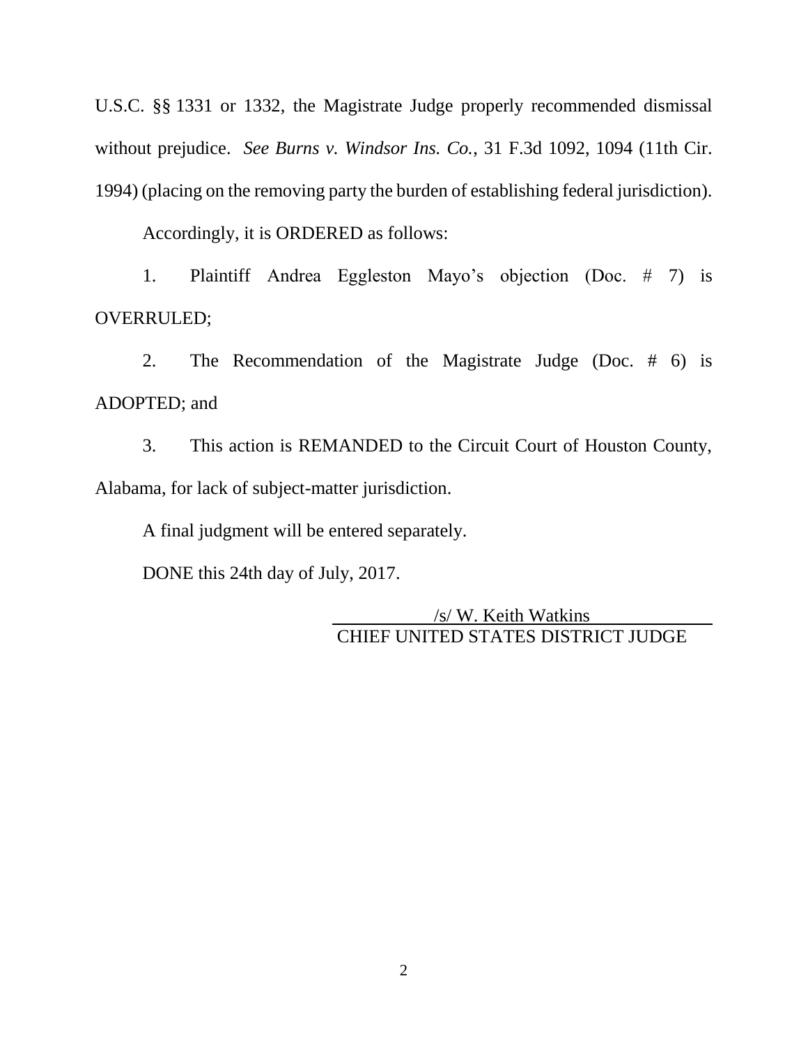U.S.C. §§ 1331 or 1332, the Magistrate Judge properly recommended dismissal without prejudice. *See Burns v. Windsor Ins. Co.*, 31 F.3d 1092, 1094 (11th Cir. 1994) (placing on the removing party the burden of establishing federal jurisdiction).

Accordingly, it is ORDERED as follows:

1. Plaintiff Andrea Eggleston Mayo's objection (Doc. # 7) is OVERRULED;

2. The Recommendation of the Magistrate Judge (Doc. # 6) is ADOPTED; and

3. This action is REMANDED to the Circuit Court of Houston County, Alabama, for lack of subject-matter jurisdiction.

A final judgment will be entered separately.

DONE this 24th day of July, 2017.

/s/ W. Keith Watkins
CHIEF UNITED STATES DISTRICT JUDGE